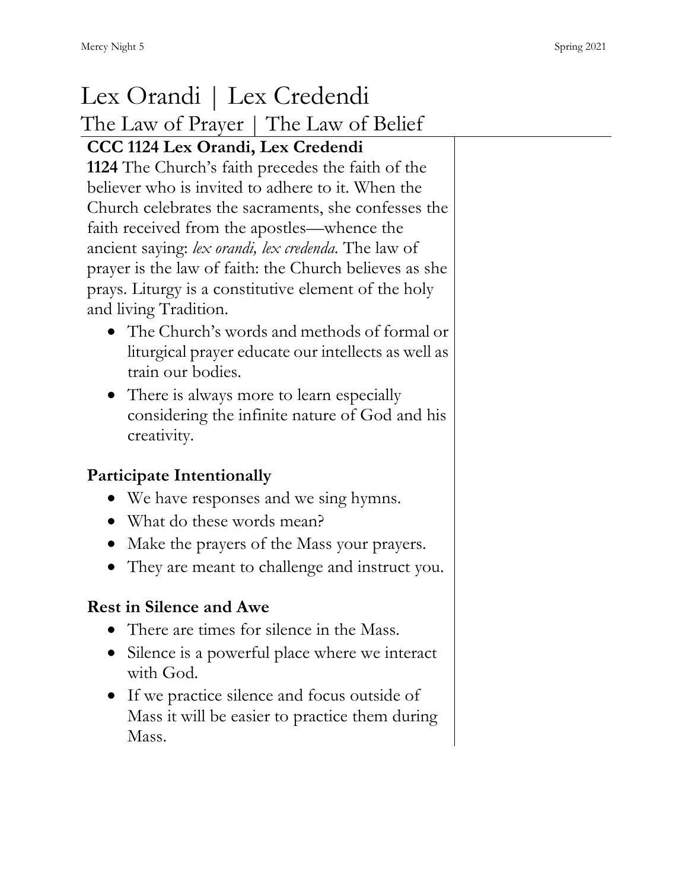# Lex Orandi | Lex Credendi

## The Law of Prayer | The Law of Belief

**CCC 1124 Lex Orandi, Lex Credendi**

**1124** The Church's faith precedes the faith of the believer who is invited to adhere to it. When the Church celebrates the sacraments, she confesses the faith received from the apostles—whence the ancient saying: *lex orandi, lex credenda.* The law of prayer is the law of faith: the Church believes as she prays. Liturgy is a constitutive element of the holy and living Tradition.

- The Church's words and methods of formal or liturgical prayer educate our intellects as well as train our bodies.
- There is always more to learn especially considering the infinite nature of God and his creativity.

### Participate Intentionally

- We have responses and we sing hymns.
- What do these words mean?
- Make the prayers of the Mass your prayers.
- They are meant to challenge and instruct you.

### Rest in Silence and Awe

- There are times for silence in the Mass.
- Silence is a powerful place where we interact with God.
- If we practice silence and focus outside of Mass it will be easier to practice them during Mass.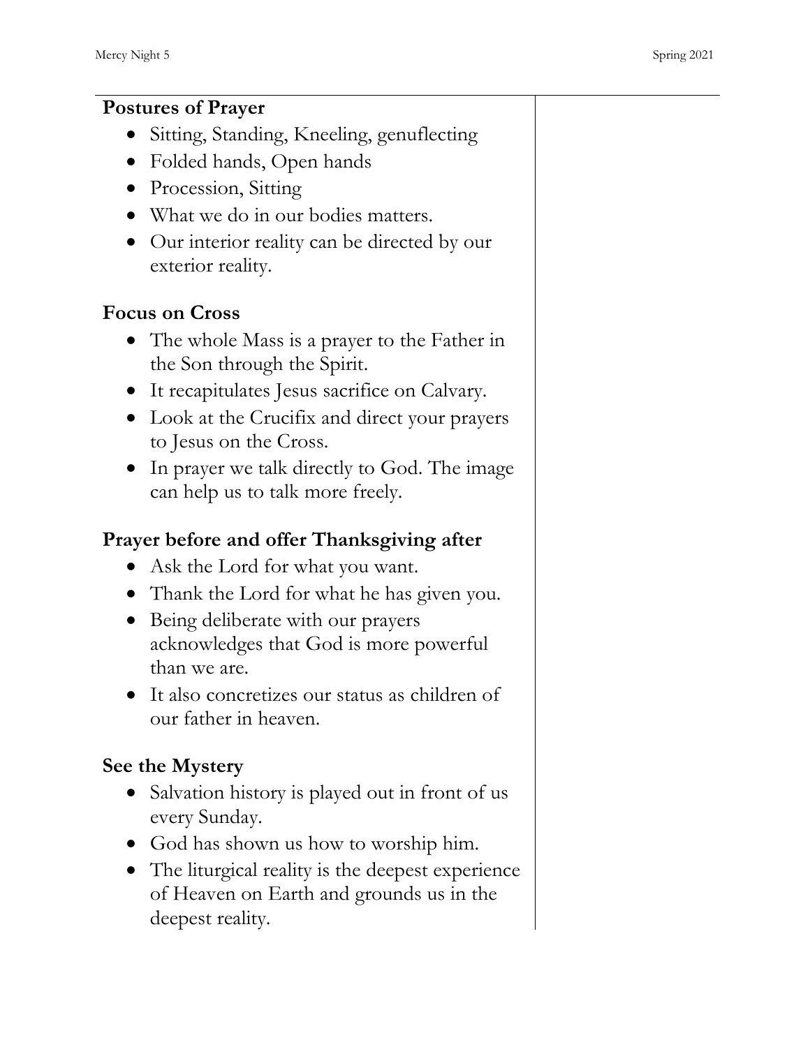**Postures of Prayer**

- Sitting, Standing, Kneeling, genuflecting
- Folded hands, Open hands
- Procession, Sitting
- What we do in our bodies matters.
- Our interior reality can be directed by our exterior reality.

**Focus on Cross**

- The whole Mass is a prayer to the Father in the Son through the Spirit.
- It recapitulates Jesus sacrifice on Calvary.
- Look at the Crucifix and direct your prayers to Jesus on the Cross.
- In prayer we talk directly to God. The image can help us to talk more freely.

**Prayer before and offer Thanksgiving after**

- Ask the Lord for what you want.
- Thank the Lord for what he has given you.
- Being deliberate with our prayers acknowledges that God is more powerful than we are.
- It also concretizes our status as children of our father in heaven.

**See the Mystery**

- Salvation history is played out in front of us every Sunday.
- God has shown us how to worship him.
- The liturgical reality is the deepest experience of Heaven on Earth and grounds us in the deepest reality.